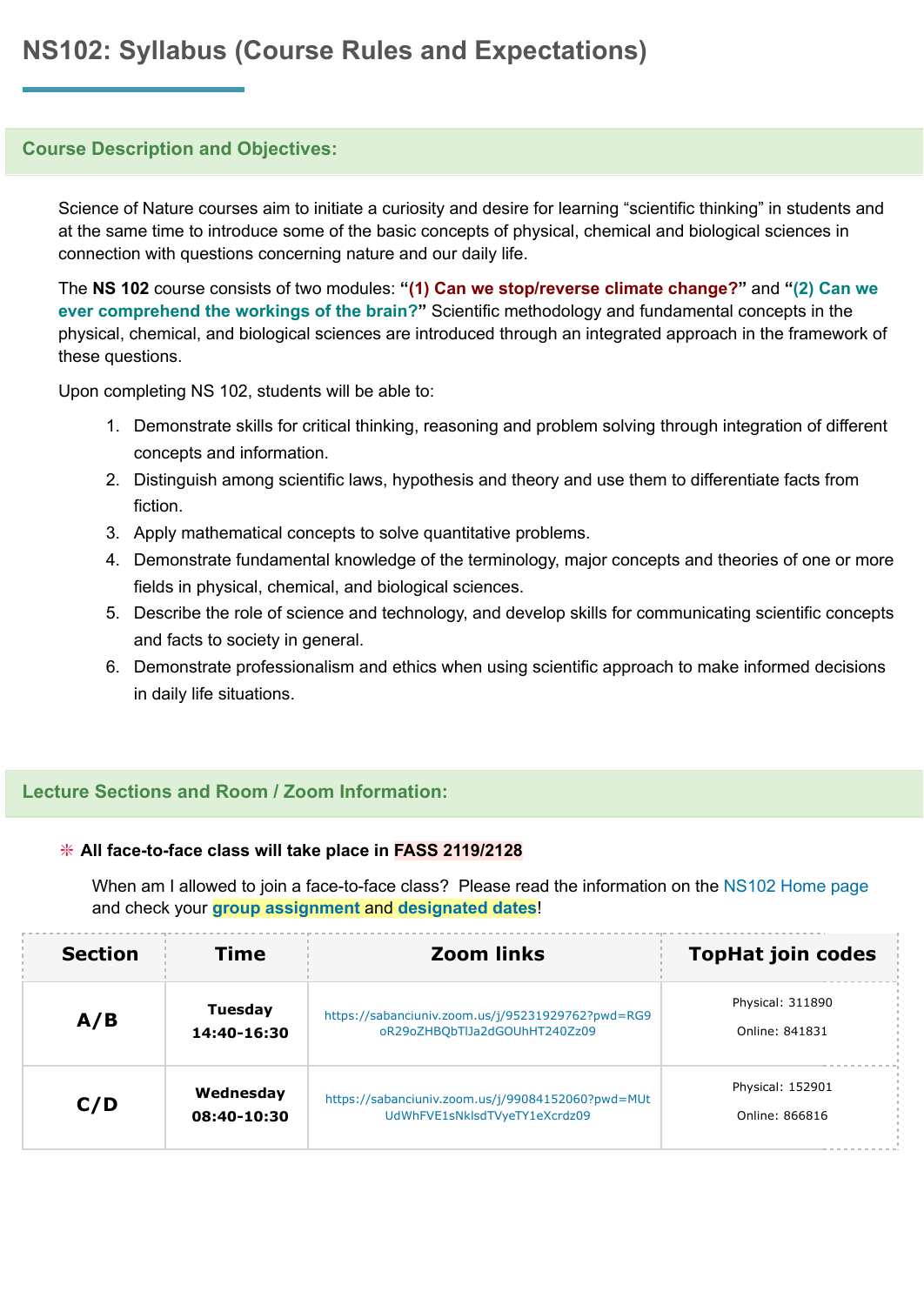# NS102: Syllabus (Course Rules and Expectations)

## Course Description and Objectives:

Science of Nature courses aim to initiate a curiosity and desire for learning "scientific thinking" in students and at the same time to introduce some of the basic concepts of physical, chemical and biological sciences in connection with questions concerning nature and our daily life.

The **NS 102** course consists of two modules: **"(1) Can we stop/reverse climate change?"** and **"(2) Can we ever comprehend the workings of the brain?"** Scientific methodology and fundamental concepts in the physical, chemical, and biological sciences are introduced through an integrated approach in the framework of these questions.

Upon completing NS 102, students will be able to:

1. Demonstrate skills for critical thinking, reasoning and problem solving through integration of different concepts and information.
2. Distinguish among scientific laws, hypothesis and theory and use them to differentiate facts from fiction.
3. Apply mathematical concepts to solve quantitative problems.
4. Demonstrate fundamental knowledge of the terminology, major concepts and theories of one or more fields in physical, chemical, and biological sciences.
5. Describe the role of science and technology, and develop skills for communicating scientific concepts and facts to society in general.
6. Demonstrate professionalism and ethics when using scientific approach to make informed decisions in daily life situations.

## Lecture Sections and Room / Zoom Information:

✳ **All face-to-face class will take place in FASS 2119/2128**

When am I allowed to join a face-to-face class? Please read the information on the NS102 Home page and check your **group assignment** and **designated dates**!

| Section | Time | Zoom links | TopHat join codes |
|---|---|---|---|
| **A/B** | **Tuesday 14:40-16:30** | https://sabanciuniv.zoom.us/j/95231929762?pwd=RG9oR29oZHBQbTlJa2dGOUhHT240Zz09 | Physical: 311890<br>Online: 841831 |
| **C/D** | **Wednesday 08:40-10:30** | https://sabanciuniv.zoom.us/j/99084152060?pwd=MUtUdWhFVE1sNklsdTVyeTY1eXcrdz09 | Physical: 152901<br>Online: 866816 |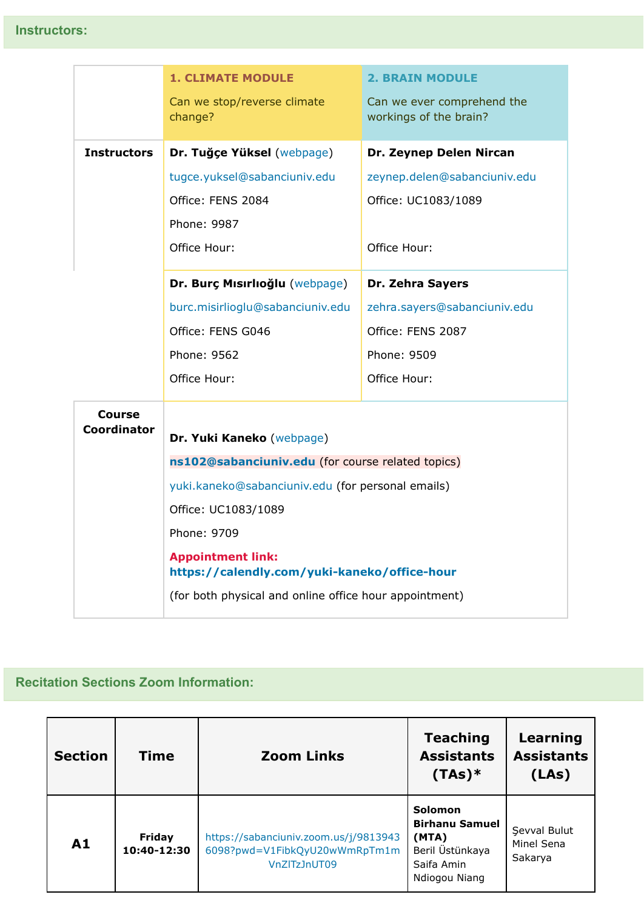## Instructors:

| | 1. CLIMATE MODULE<br>Can we stop/reverse climate change? | 2. BRAIN MODULE<br>Can we ever comprehend the workings of the brain? |
|---|---|---|
| **Instructors** | **Dr. Tuğçe Yüksel** (webpage)<br>tugce.yuksel@sabanciuniv.edu<br>Office: FENS 2084<br>Phone: 9987<br>Office Hour: | **Dr. Zeynep Delen Nircan**<br>zeynep.delen@sabanciuniv.edu<br>Office: UC1083/1089<br><br>Office Hour: |
| | **Dr. Burç Mısırlıoğlu** (webpage)<br>burc.misirlioglu@sabanciuniv.edu<br>Office: FENS G046<br>Phone: 9562<br>Office Hour: | **Dr. Zehra Sayers**<br>zehra.sayers@sabanciuniv.edu<br>Office: FENS 2087<br>Phone: 9509<br>Office Hour: |
| **Course Coordinator** | **Dr. Yuki Kaneko** (webpage)<br>**ns102@sabanciuniv.edu** (for course related topics)<br>yuki.kaneko@sabanciuniv.edu (for personal emails)<br>Office: UC1083/1089<br>Phone: 9709<br>**Appointment link: https://calendly.com/yuki-kaneko/office-hour**<br>(for both physical and online office hour appointment) | |

## Recitation Sections Zoom Information:

| Section | Time | Zoom Links | Teaching Assistants (TAs)* | Learning Assistants (LAs) |
|---|---|---|---|---|
| **A1** | **Friday 10:40-12:30** | https://sabanciuniv.zoom.us/j/98139436098?pwd=V1FibkQyU20wWmRpTm1mVnZITzJnUT09 | **Solomon Birhanu Samuel (MTA)**<br>Beril Üstünkaya<br>Saifa Amin<br>Ndiogou Niang | Şevval Bulut<br>Minel Sena Sakarya |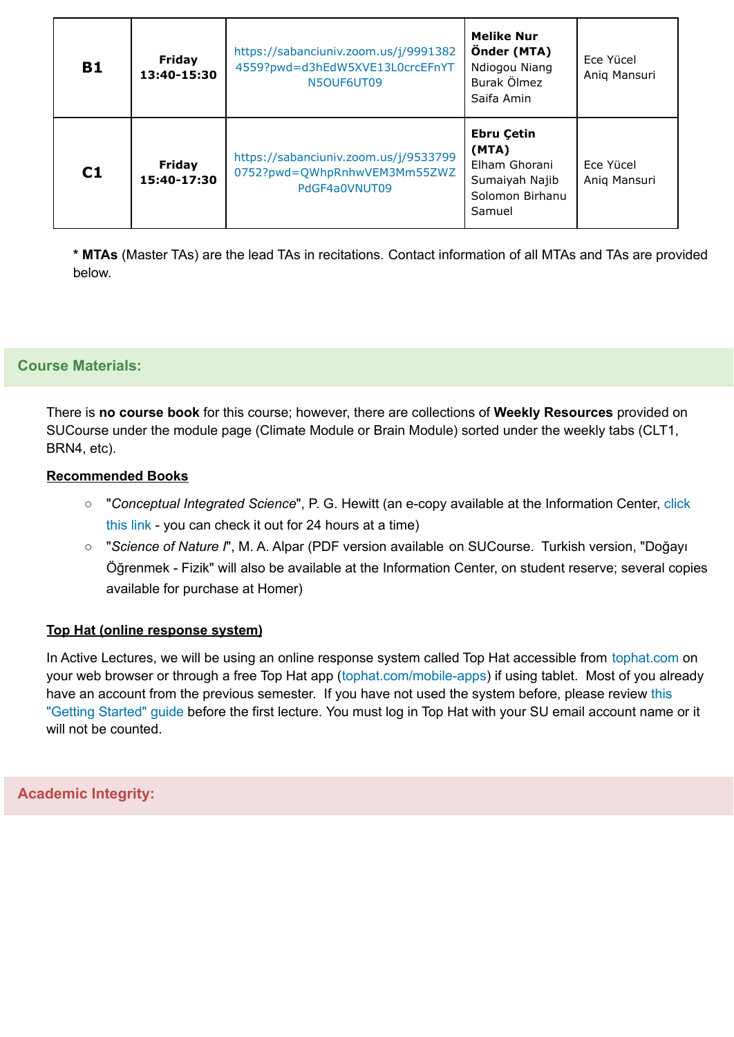| | | | | |
|---|---|---|---|---|
| **B1** | **Friday 13:40-15:30** | https://sabanciuniv.zoom.us/j/99913824559?pwd=d3hEdW5XVE13L0crcEFnYTN5OUF6UT09 | **Melike Nur Önder (MTA)** Ndiogou Niang Burak Ölmez Saifa Amin | Ece Yücel Aniq Mansuri |
| **C1** | **Friday 15:40-17:30** | https://sabanciuniv.zoom.us/j/95337990752?pwd=QWhpRnhwVEM3Mm55ZWZPdGF4a0VNUT09 | **Ebru Çetin (MTA)** Elham Ghorani Sumaiyah Najib Solomon Birhanu Samuel | Ece Yücel Aniq Mansuri |

* **MTAs** (Master TAs) are the lead TAs in recitations. Contact information of all MTAs and TAs are provided below.

## Course Materials:

There is **no course book** for this course; however, there are collections of **Weekly Resources** provided on SUCourse under the module page (Climate Module or Brain Module) sorted under the weekly tabs (CLT1, BRN4, etc).

**Recommended Books**

- "*Conceptual Integrated Science*", P. G. Hewitt (an e-copy available at the Information Center, click this link - you can check it out for 24 hours at a time)
- "*Science of Nature I*", M. A. Alpar (PDF version available on SUCourse. Turkish version, "Doğayı Öğrenmek - Fizik" will also be available at the Information Center, on student reserve; several copies available for purchase at Homer)

**Top Hat (online response system)**

In Active Lectures, we will be using an online response system called Top Hat accessible from tophat.com on your web browser or through a free Top Hat app (tophat.com/mobile-apps) if using tablet. Most of you already have an account from the previous semester. If you have not used the system before, please review this "Getting Started" guide before the first lecture. You must log in Top Hat with your SU email account name or it will not be counted.

## Academic Integrity: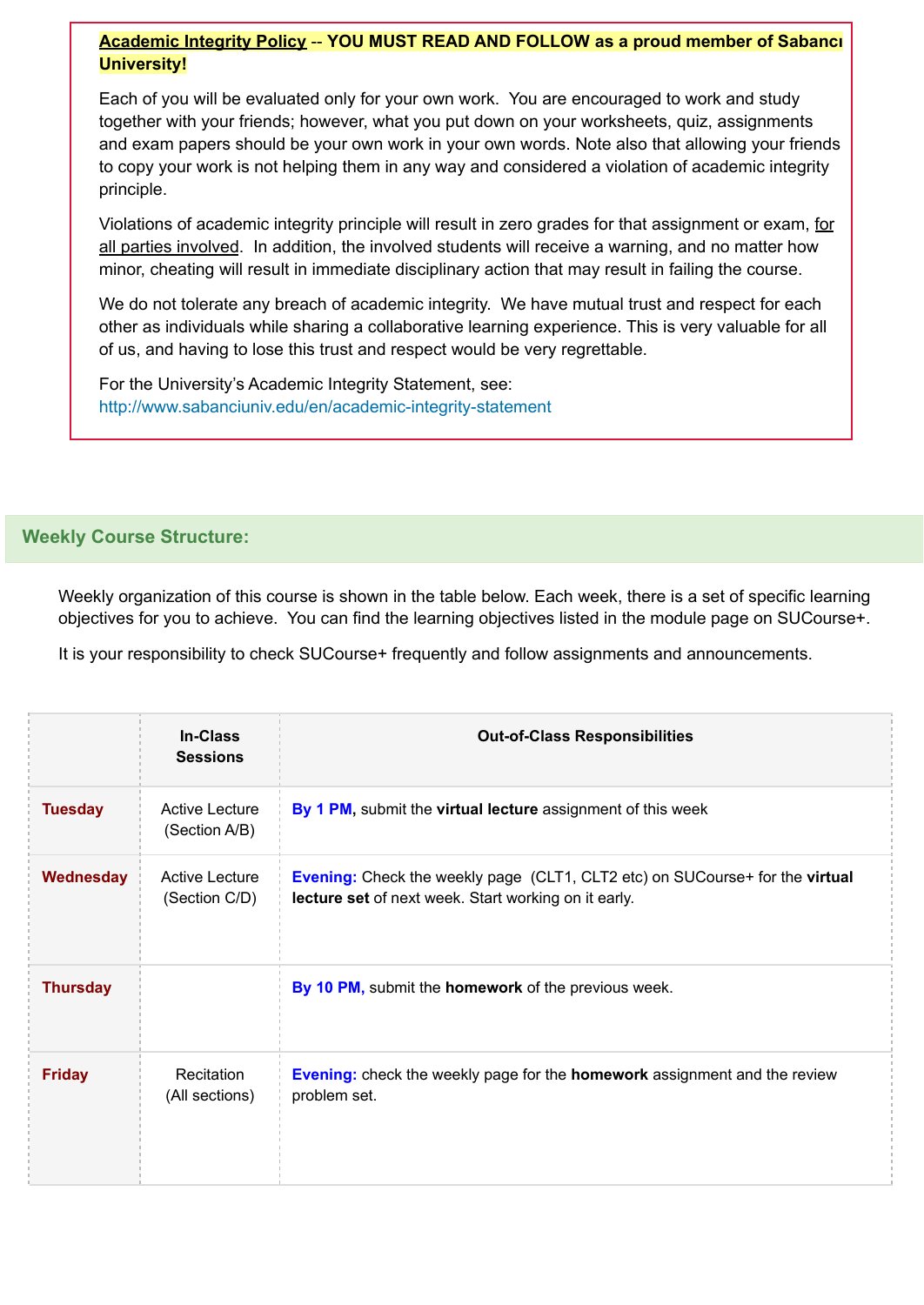**Academic Integrity Policy -- YOU MUST READ AND FOLLOW as a proud member of Sabancı University!**

Each of you will be evaluated only for your own work. You are encouraged to work and study together with your friends; however, what you put down on your worksheets, quiz, assignments and exam papers should be your own work in your own words. Note also that allowing your friends to copy your work is not helping them in any way and considered a violation of academic integrity principle.

Violations of academic integrity principle will result in zero grades for that assignment or exam, for all parties involved. In addition, the involved students will receive a warning, and no matter how minor, cheating will result in immediate disciplinary action that may result in failing the course.

We do not tolerate any breach of academic integrity. We have mutual trust and respect for each other as individuals while sharing a collaborative learning experience. This is very valuable for all of us, and having to lose this trust and respect would be very regrettable.

For the University's Academic Integrity Statement, see: http://www.sabanciuniv.edu/en/academic-integrity-statement

## Weekly Course Structure:

Weekly organization of this course is shown in the table below. Each week, there is a set of specific learning objectives for you to achieve. You can find the learning objectives listed in the module page on SUCourse+.

It is your responsibility to check SUCourse+ frequently and follow assignments and announcements.

| | In-Class Sessions | Out-of-Class Responsibilities |
|---|---|---|
| **Tuesday** | Active Lecture (Section A/B) | **By 1 PM,** submit the **virtual lecture** assignment of this week |
| **Wednesday** | Active Lecture (Section C/D) | **Evening:** Check the weekly page (CLT1, CLT2 etc) on SUCourse+ for the **virtual lecture set** of next week. Start working on it early. |
| **Thursday** | | **By 10 PM,** submit the **homework** of the previous week. |
| **Friday** | Recitation (All sections) | **Evening:** check the weekly page for the **homework** assignment and the review problem set. |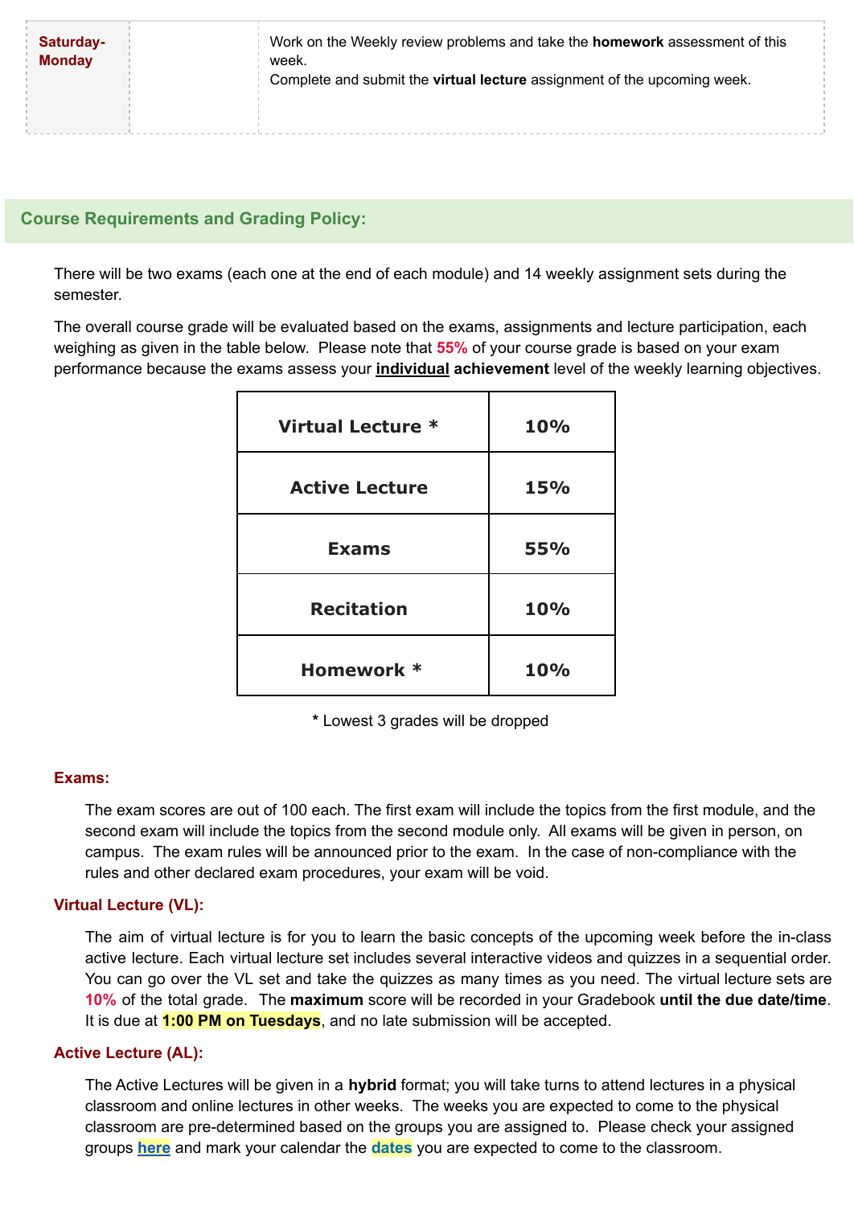| Saturday-Monday | | Work on the Weekly review problems and take the **homework** assessment of this week. Complete and submit the **virtual lecture** assignment of the upcoming week. |
|---|---|---|

## Course Requirements and Grading Policy:

There will be two exams (each one at the end of each module) and 14 weekly assignment sets during the semester.

The overall course grade will be evaluated based on the exams, assignments and lecture participation, each weighing as given in the table below. Please note that 55% of your course grade is based on your exam performance because the exams assess your **individual achievement** level of the weekly learning objectives.

| Component | Weight |
|---|---|
| **Virtual Lecture *** | **10%** |
| **Active Lecture** | **15%** |
| **Exams** | **55%** |
| **Recitation** | **10%** |
| **Homework *** | **10%** |

* Lowest 3 grades will be dropped

### Exams:

The exam scores are out of 100 each. The first exam will include the topics from the first module, and the second exam will include the topics from the second module only. All exams will be given in person, on campus. The exam rules will be announced prior to the exam. In the case of non-compliance with the rules and other declared exam procedures, your exam will be void.

### Virtual Lecture (VL):

The aim of virtual lecture is for you to learn the basic concepts of the upcoming week before the in-class active lecture. Each virtual lecture set includes several interactive videos and quizzes in a sequential order. You can go over the VL set and take the quizzes as many times as you need. The virtual lecture sets are 10% of the total grade. The **maximum** score will be recorded in your Gradebook **until the due date/time**. It is due at **1:00 PM on Tuesdays**, and no late submission will be accepted.

### Active Lecture (AL):

The Active Lectures will be given in a **hybrid** format; you will take turns to attend lectures in a physical classroom and online lectures in other weeks. The weeks you are expected to come to the physical classroom are pre-determined based on the groups you are assigned to. Please check your assigned groups **here** and mark your calendar the **dates** you are expected to come to the classroom.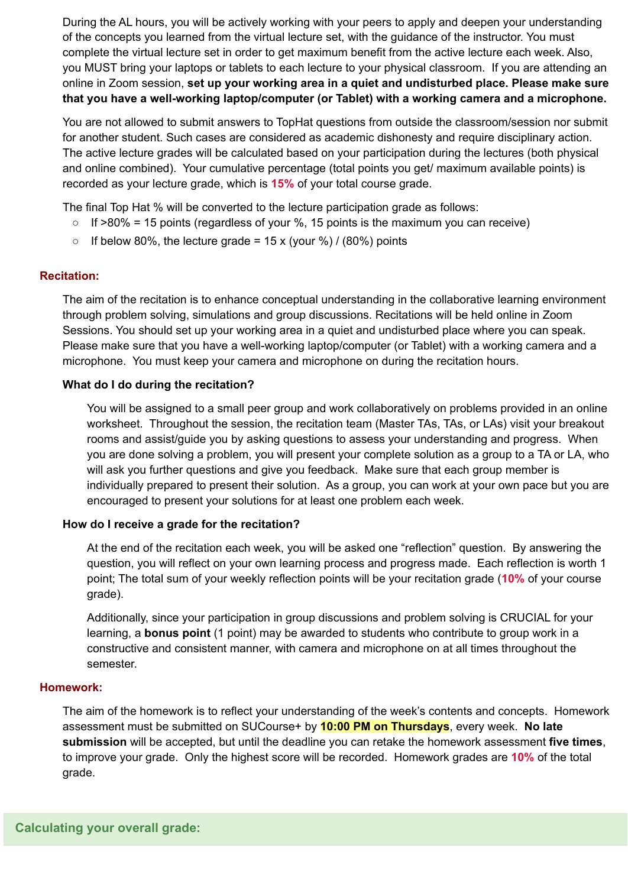During the AL hours, you will be actively working with your peers to apply and deepen your understanding of the concepts you learned from the virtual lecture set, with the guidance of the instructor. You must complete the virtual lecture set in order to get maximum benefit from the active lecture each week. Also, you MUST bring your laptops or tablets to each lecture to your physical classroom. If you are attending an online in Zoom session, **set up your working area in a quiet and undisturbed place. Please make sure that you have a well-working laptop/computer (or Tablet) with a working camera and a microphone.**

You are not allowed to submit answers to TopHat questions from outside the classroom/session nor submit for another student. Such cases are considered as academic dishonesty and require disciplinary action. The active lecture grades will be calculated based on your participation during the lectures (both physical and online combined). Your cumulative percentage (total points you get/ maximum available points) is recorded as your lecture grade, which is **15%** of your total course grade.

The final Top Hat % will be converted to the lecture participation grade as follows:

- If >80% = 15 points (regardless of your %, 15 points is the maximum you can receive)
- If below 80%, the lecture grade = 15 x (your %) / (80%) points

## Recitation:

The aim of the recitation is to enhance conceptual understanding in the collaborative learning environment through problem solving, simulations and group discussions. Recitations will be held online in Zoom Sessions. You should set up your working area in a quiet and undisturbed place where you can speak. Please make sure that you have a well-working laptop/computer (or Tablet) with a working camera and a microphone. You must keep your camera and microphone on during the recitation hours.

### What do I do during the recitation?

You will be assigned to a small peer group and work collaboratively on problems provided in an online worksheet. Throughout the session, the recitation team (Master TAs, TAs, or LAs) visit your breakout rooms and assist/guide you by asking questions to assess your understanding and progress. When you are done solving a problem, you will present your complete solution as a group to a TA or LA, who will ask you further questions and give you feedback. Make sure that each group member is individually prepared to present their solution. As a group, you can work at your own pace but you are encouraged to present your solutions for at least one problem each week.

### How do I receive a grade for the recitation?

At the end of the recitation each week, you will be asked one "reflection" question. By answering the question, you will reflect on your own learning process and progress made. Each reflection is worth 1 point; The total sum of your weekly reflection points will be your recitation grade (**10%** of your course grade).

Additionally, since your participation in group discussions and problem solving is CRUCIAL for your learning, a **bonus point** (1 point) may be awarded to students who contribute to group work in a constructive and consistent manner, with camera and microphone on at all times throughout the semester.

## Homework:

The aim of the homework is to reflect your understanding of the week's contents and concepts. Homework assessment must be submitted on SUCourse+ by **10:00 PM on Thursdays**, every week. **No late submission** will be accepted, but until the deadline you can retake the homework assessment **five times**, to improve your grade. Only the highest score will be recorded. Homework grades are **10%** of the total grade.

## Calculating your overall grade: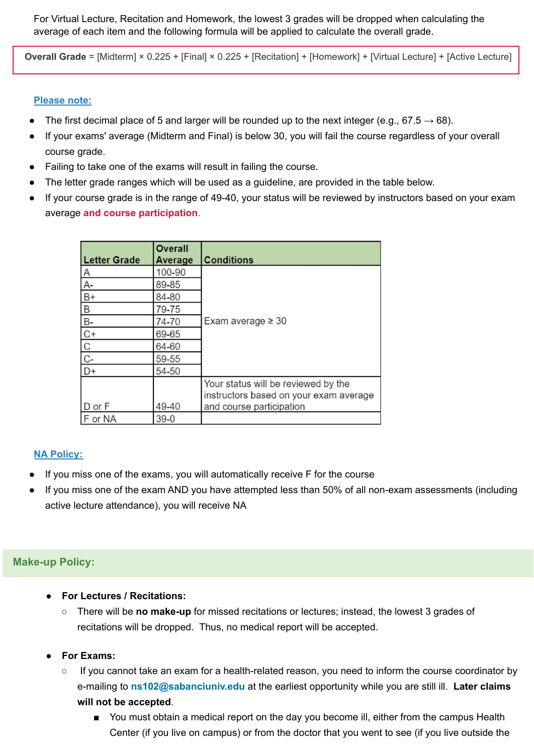For Virtual Lecture, Recitation and Homework, the lowest 3 grades will be dropped when calculating the average of each item and the following formula will be applied to calculate the overall grade.

**Overall Grade** = [Midterm] × 0.225 + [Final] × 0.225 + [Recitation] + [Homework] + [Virtual Lecture] + [Active Lecture]

**Please note:**

- The first decimal place of 5 and larger will be rounded up to the next integer (e.g., 67.5 → 68).
- If your exams' average (Midterm and Final) is below 30, you will fail the course regardless of your overall course grade.
- Failing to take one of the exams will result in failing the course.
- The letter grade ranges which will be used as a guideline, are provided in the table below.
- If your course grade is in the range of 49-40, your status will be reviewed by instructors based on your exam average **and course participation**.

| Letter Grade | Overall Average | Conditions |
|---|---|---|
| A | 100-90 | Exam average ≥ 30 |
| A- | 89-85 | |
| B+ | 84-80 | |
| B | 79-75 | |
| B- | 74-70 | |
| C+ | 69-65 | |
| C | 64-60 | |
| C- | 59-55 | |
| D+ | 54-50 | |
| D or F | 49-40 | Your status will be reviewed by the instructors based on your exam average and course participation |
| F or NA | 39-0 | |

**NA Policy:**

- If you miss one of the exams, you will automatically receive F for the course
- If you miss one of the exam AND you have attempted less than 50% of all non-exam assessments (including active lecture attendance), you will receive NA

## Make-up Policy:

- **For Lectures / Recitations:**
  - There will be **no make-up** for missed recitations or lectures; instead, the lowest 3 grades of recitations will be dropped. Thus, no medical report will be accepted.

- **For Exams:**
  - If you cannot take an exam for a health-related reason, you need to inform the course coordinator by e-mailing to **ns102@sabanciuniv.edu** at the earliest opportunity while you are still ill. **Later claims will not be accepted**.
    - You must obtain a medical report on the day you become ill, either from the campus Health Center (if you live on campus) or from the doctor that you went to see (if you live outside the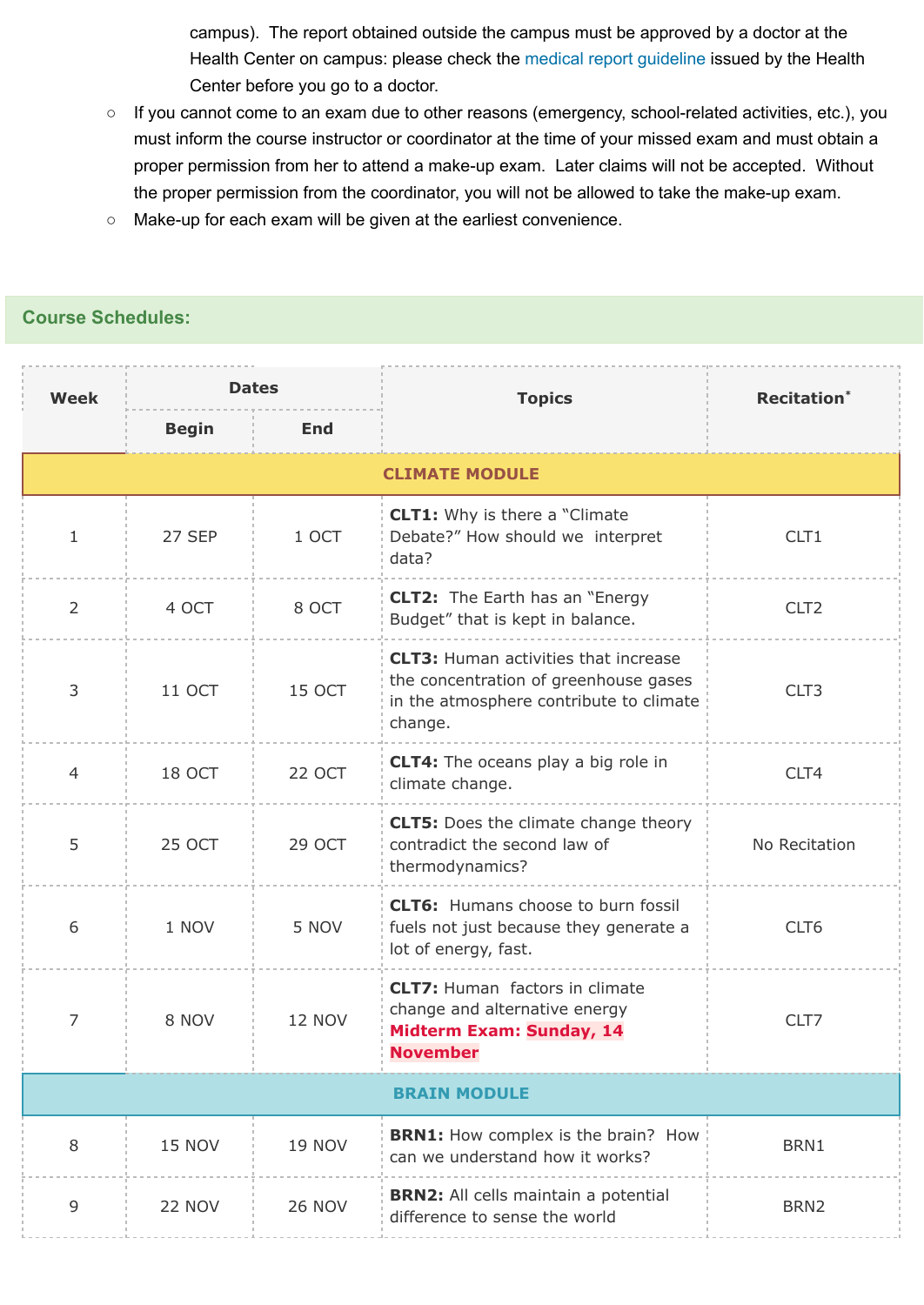campus). The report obtained outside the campus must be approved by a doctor at the Health Center on campus: please check the medical report guideline issued by the Health Center before you go to a doctor.

- If you cannot come to an exam due to other reasons (emergency, school-related activities, etc.), you must inform the course instructor or coordinator at the time of your missed exam and must obtain a proper permission from her to attend a make-up exam. Later claims will not be accepted. Without the proper permission from the coordinator, you will not be allowed to take the make-up exam.
- Make-up for each exam will be given at the earliest convenience.

## Course Schedules:

| Week | Dates | | Topics | Recitation* |
|---|---|---|---|---|
| | Begin | End | | |
| **CLIMATE MODULE** | | | | |
| 1 | 27 SEP | 1 OCT | **CLT1:** Why is there a "Climate Debate?" How should we interpret data? | CLT1 |
| 2 | 4 OCT | 8 OCT | **CLT2:** The Earth has an "Energy Budget" that is kept in balance. | CLT2 |
| 3 | 11 OCT | 15 OCT | **CLT3:** Human activities that increase the concentration of greenhouse gases in the atmosphere contribute to climate change. | CLT3 |
| 4 | 18 OCT | 22 OCT | **CLT4:** The oceans play a big role in climate change. | CLT4 |
| 5 | 25 OCT | 29 OCT | **CLT5:** Does the climate change theory contradict the second law of thermodynamics? | No Recitation |
| 6 | 1 NOV | 5 NOV | **CLT6:** Humans choose to burn fossil fuels not just because they generate a lot of energy, fast. | CLT6 |
| 7 | 8 NOV | 12 NOV | **CLT7:** Human factors in climate change and alternative energy **Midterm Exam: Sunday, 14 November** | CLT7 |
| **BRAIN MODULE** | | | | |
| 8 | 15 NOV | 19 NOV | **BRN1:** How complex is the brain? How can we understand how it works? | BRN1 |
| 9 | 22 NOV | 26 NOV | **BRN2:** All cells maintain a potential difference to sense the world | BRN2 |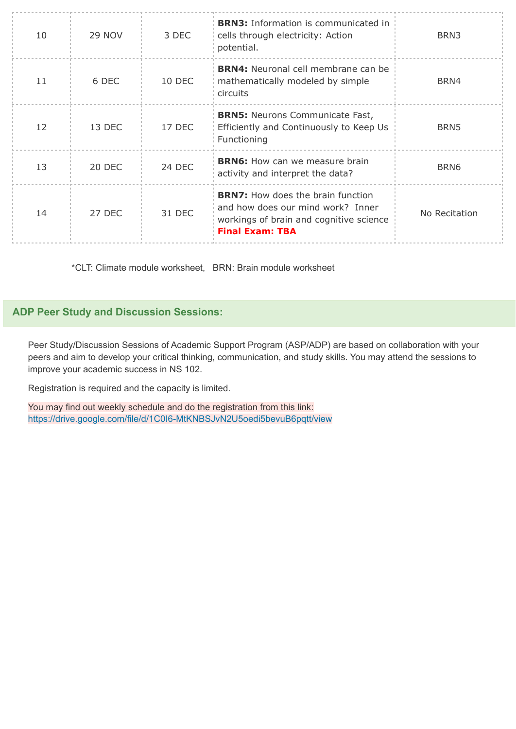| | | | | |
|---|---|---|---|---|
| 10 | 29 NOV | 3 DEC | **BRN3:** Information is communicated in cells through electricity: Action potential. | BRN3 |
| 11 | 6 DEC | 10 DEC | **BRN4:** Neuronal cell membrane can be mathematically modeled by simple circuits | BRN4 |
| 12 | 13 DEC | 17 DEC | **BRN5:** Neurons Communicate Fast, Efficiently and Continuously to Keep Us Functioning | BRN5 |
| 13 | 20 DEC | 24 DEC | **BRN6:** How can we measure brain activity and interpret the data? | BRN6 |
| 14 | 27 DEC | 31 DEC | **BRN7:** How does the brain function and how does our mind work? Inner workings of brain and cognitive science **Final Exam: TBA** | No Recitation |

*CLT: Climate module worksheet, BRN: Brain module worksheet

## ADP Peer Study and Discussion Sessions:

Peer Study/Discussion Sessions of Academic Support Program (ASP/ADP) are based on collaboration with your peers and aim to develop your critical thinking, communication, and study skills. You may attend the sessions to improve your academic success in NS 102.

Registration is required and the capacity is limited.

You may find out weekly schedule and do the registration from this link:
https://drive.google.com/file/d/1C0I6-MtKNBSJvN2U5oedi5bevuB6pqtt/view